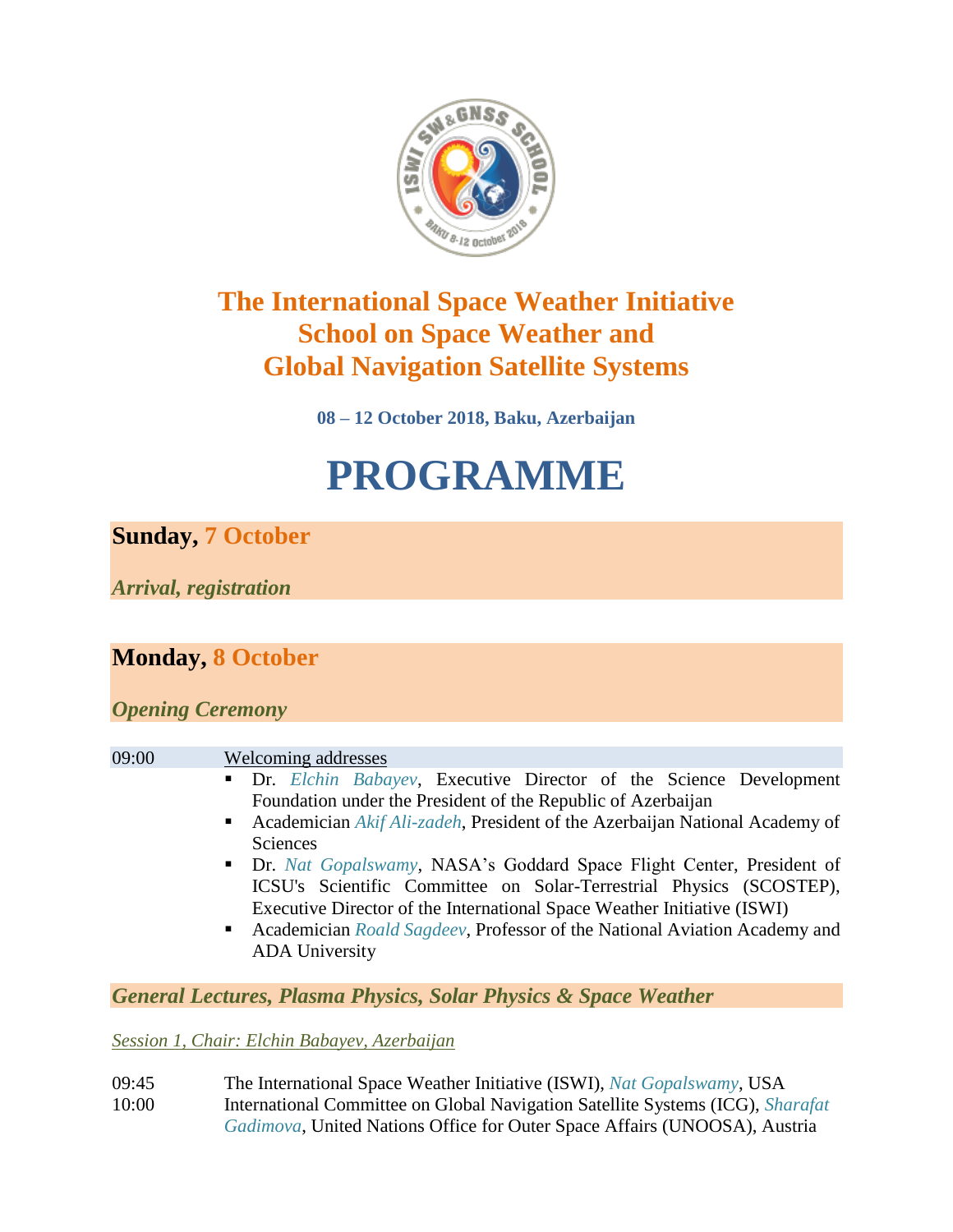# The International Space Weather Initiative School on Space Weather and Global Navigation Satellite Systems

**08 – 12 October 2018, Baku, Azerbaijan**

# PROGRAMME

## Sunday, 7 October

***Arrival, registration***

## Monday, 8 October

***Opening Ceremony***

09:00 Welcoming addresses

- Dr. *Elchin Babayev*, Executive Director of the Science Development Foundation under the President of the Republic of Azerbaijan
- Academician *Akif Ali-zadeh*, President of the Azerbaijan National Academy of Sciences
- Dr. *Nat Gopalswamy*, NASA's Goddard Space Flight Center, President of ICSU's Scientific Committee on Solar-Terrestrial Physics (SCOSTEP), Executive Director of the International Space Weather Initiative (ISWI)
- Academician *Roald Sagdeev*, Professor of the National Aviation Academy and ADA University

***General Lectures, Plasma Physics, Solar Physics & Space Weather***

*Session 1, Chair: Elchin Babayev, Azerbaijan*

09:45 The International Space Weather Initiative (ISWI), *Nat Gopalswamy*, USA

10:00 International Committee on Global Navigation Satellite Systems (ICG), *Sharafat Gadimova*, United Nations Office for Outer Space Affairs (UNOOSA), Austria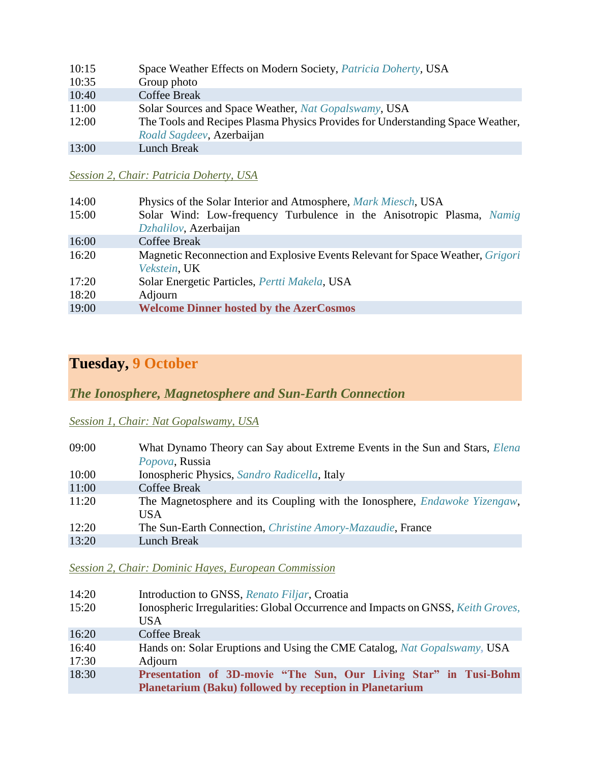| | |
|---|---|
| 10:15 | Space Weather Effects on Modern Society, *Patricia Doherty*, USA |
| 10:35 | Group photo |
| 10:40 | Coffee Break |
| 11:00 | Solar Sources and Space Weather, *Nat Gopalswamy*, USA |
| 12:00 | The Tools and Recipes Plasma Physics Provides for Understanding Space Weather, *Roald Sagdeev*, Azerbaijan |
| 13:00 | Lunch Break |

*Session 2, Chair: Patricia Doherty, USA*

| | |
|---|---|
| 14:00 | Physics of the Solar Interior and Atmosphere, *Mark Miesch*, USA |
| 15:00 | Solar Wind: Low-frequency Turbulence in the Anisotropic Plasma, *Namig Dzhalilov*, Azerbaijan |
| 16:00 | Coffee Break |
| 16:20 | Magnetic Reconnection and Explosive Events Relevant for Space Weather, *Grigori Vekstein*, UK |
| 17:20 | Solar Energetic Particles, *Pertti Makela*, USA |
| 18:20 | Adjourn |
| 19:00 | **Welcome Dinner hosted by the AzerCosmos** |

## Tuesday, 9 October

### *The Ionosphere, Magnetosphere and Sun-Earth Connection*

*Session 1, Chair: Nat Gopalswamy, USA*

| | |
|---|---|
| 09:00 | What Dynamo Theory can Say about Extreme Events in the Sun and Stars, *Elena Popova*, Russia |
| 10:00 | Ionospheric Physics, *Sandro Radicella*, Italy |
| 11:00 | Coffee Break |
| 11:20 | The Magnetosphere and its Coupling with the Ionosphere, *Endawoke Yizengaw*, USA |
| 12:20 | The Sun-Earth Connection, *Christine Amory-Mazaudie*, France |
| 13:20 | Lunch Break |

*Session 2, Chair: Dominic Hayes, European Commission*

| | |
|---|---|
| 14:20 | Introduction to GNSS, *Renato Filjar*, Croatia |
| 15:20 | Ionospheric Irregularities: Global Occurrence and Impacts on GNSS, *Keith Groves*, USA |
| 16:20 | Coffee Break |
| 16:40 | Hands on: Solar Eruptions and Using the CME Catalog, *Nat Gopalswamy*, USA |
| 17:30 | Adjourn |
| 18:30 | **Presentation of 3D-movie "The Sun, Our Living Star" in Tusi-Bohm Planetarium (Baku) followed by reception in Planetarium** |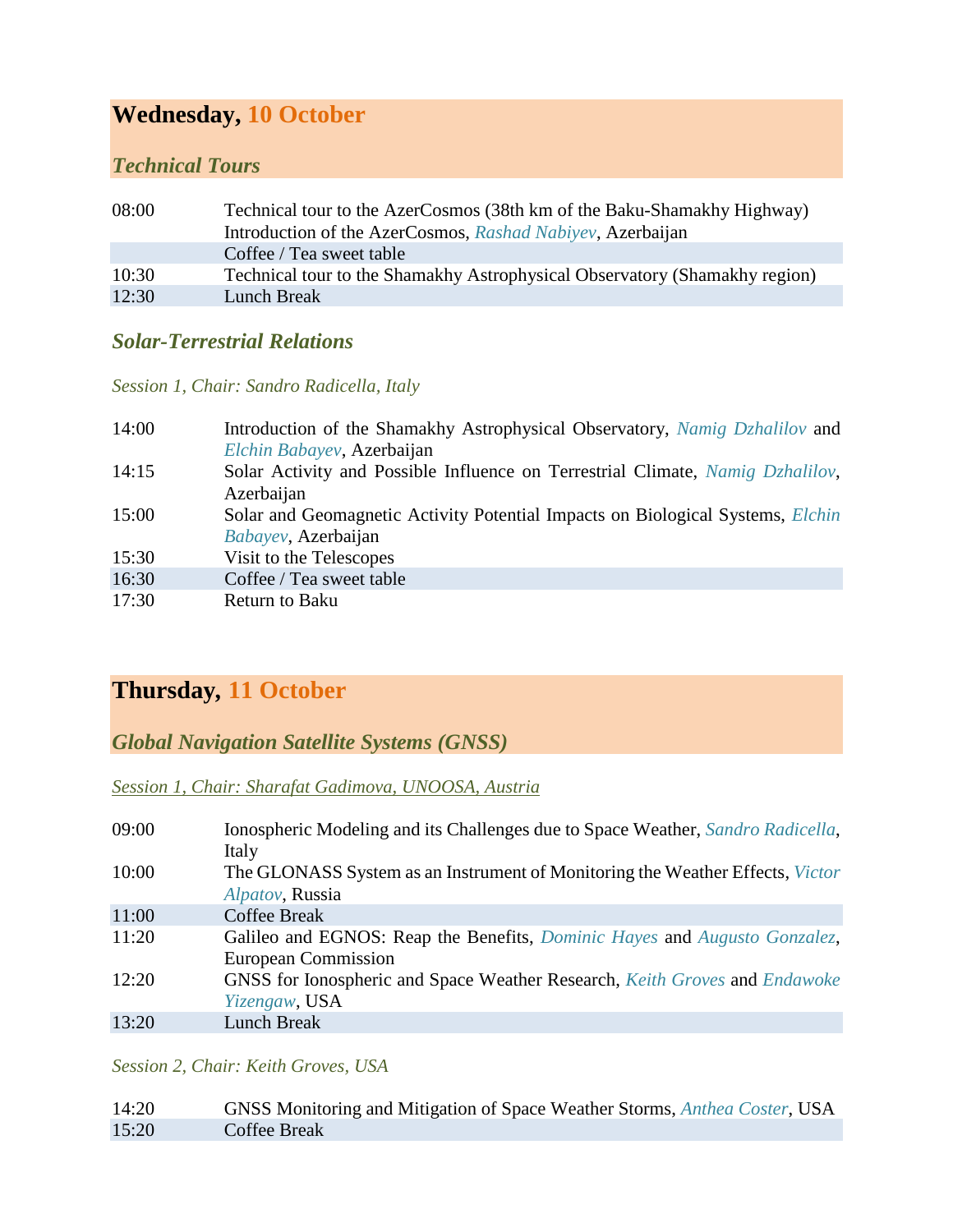## Wednesday, 10 October

### *Technical Tours*

| | |
|---|---|
| 08:00 | Technical tour to the AzerCosmos (38th km of the Baku-Shamakhy Highway)<br>Introduction of the AzerCosmos, *Rashad Nabiyev*, Azerbaijan |
| | Coffee / Tea sweet table |
| 10:30 | Technical tour to the Shamakhy Astrophysical Observatory (Shamakhy region) |
| 12:30 | Lunch Break |

### *Solar-Terrestrial Relations*

*Session 1, Chair: Sandro Radicella, Italy*

| | |
|---|---|
| 14:00 | Introduction of the Shamakhy Astrophysical Observatory, *Namig Dzhalilov* and *Elchin Babayev*, Azerbaijan |
| 14:15 | Solar Activity and Possible Influence on Terrestrial Climate, *Namig Dzhalilov*, Azerbaijan |
| 15:00 | Solar and Geomagnetic Activity Potential Impacts on Biological Systems, *Elchin Babayev*, Azerbaijan |
| 15:30 | Visit to the Telescopes |
| 16:30 | Coffee / Tea sweet table |
| 17:30 | Return to Baku |

## Thursday, 11 October

### *Global Navigation Satellite Systems (GNSS)*

*Session 1, Chair: Sharafat Gadimova, UNOOSA, Austria*

| | |
|---|---|
| 09:00 | Ionospheric Modeling and its Challenges due to Space Weather, *Sandro Radicella*, Italy |
| 10:00 | The GLONASS System as an Instrument of Monitoring the Weather Effects, *Victor Alpatov*, Russia |
| 11:00 | Coffee Break |
| 11:20 | Galileo and EGNOS: Reap the Benefits, *Dominic Hayes* and *Augusto Gonzalez*, European Commission |
| 12:20 | GNSS for Ionospheric and Space Weather Research, *Keith Groves* and *Endawoke Yizengaw*, USA |
| 13:20 | Lunch Break |

*Session 2, Chair: Keith Groves, USA*

| | |
|---|---|
| 14:20 | GNSS Monitoring and Mitigation of Space Weather Storms, *Anthea Coster*, USA |
| 15:20 | Coffee Break |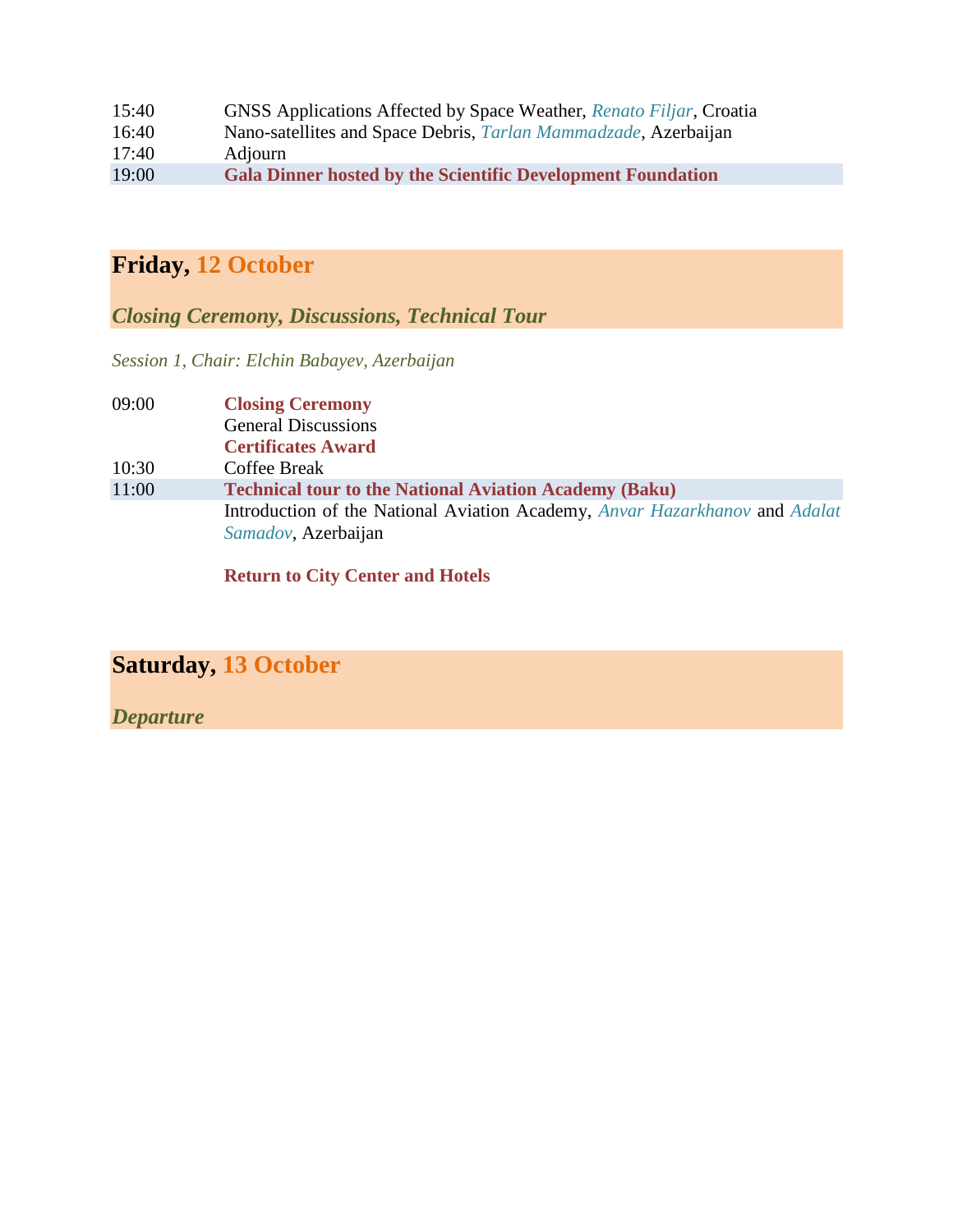| | |
|---|---|
| 15:40 | GNSS Applications Affected by Space Weather, *Renato Filjar*, Croatia |
| 16:40 | Nano-satellites and Space Debris, *Tarlan Mammadzade*, Azerbaijan |
| 17:40 | Adjourn |
| 19:00 | **Gala Dinner hosted by the Scientific Development Foundation** |

## **Friday, 12 October**

***Closing Ceremony, Discussions, Technical Tour***

*Session 1, Chair: Elchin Babayev, Azerbaijan*

| | |
|---|---|
| 09:00 | **Closing Ceremony** |
| | General Discussions |
| | **Certificates Award** |
| 10:30 | Coffee Break |
| 11:00 | **Technical tour to the National Aviation Academy (Baku)** |
| | Introduction of the National Aviation Academy, *Anvar Hazarkhanov* and *Adalat Samadov*, Azerbaijan |
| | **Return to City Center and Hotels** |

## **Saturday, 13 October**

***Departure***